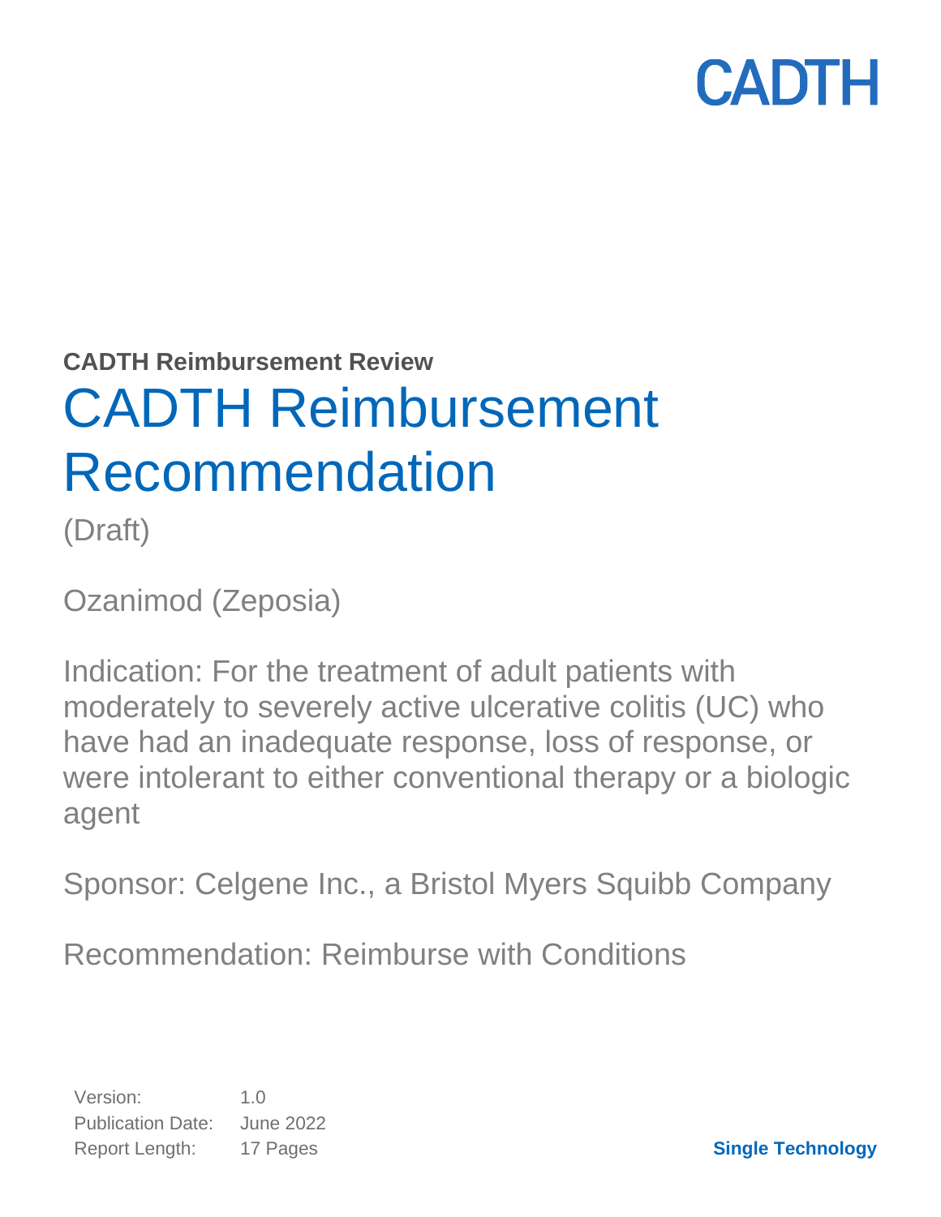CADTH

**CADTH Reimbursement Review**

# CADTH Reimbursement Recommendation

(Draft)

Ozanimod (Zeposia)

Indication: For the treatment of adult patients with moderately to severely active ulcerative colitis (UC) who have had an inadequate response, loss of response, or were intolerant to either conventional therapy or a biologic agent

Sponsor: Celgene Inc., a Bristol Myers Squibb Company

Recommendation: Reimburse with Conditions

| | |
|---|---|
| Version: | 1.0 |
| Publication Date: | June 2022 |
| Report Length: | 17 Pages |

**Single Technology**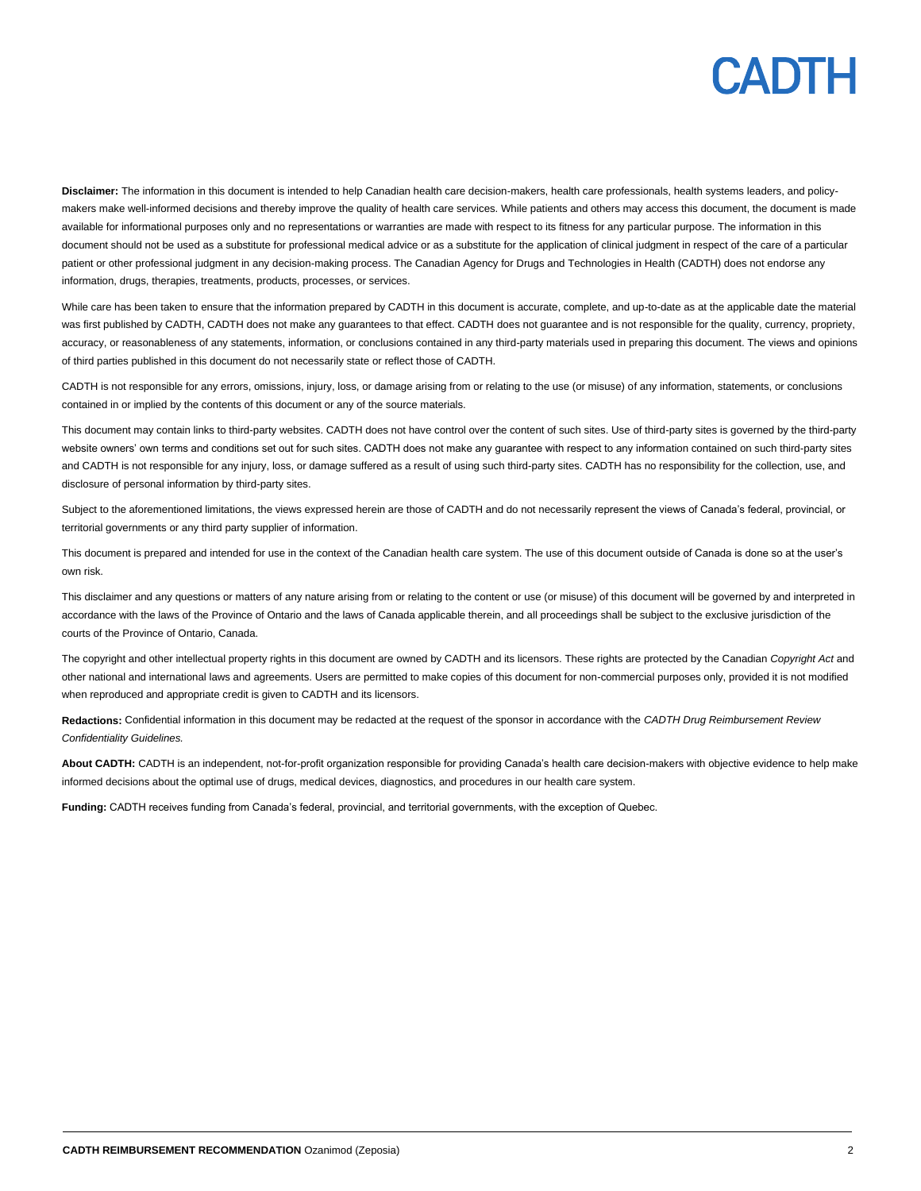**Disclaimer:** The information in this document is intended to help Canadian health care decision-makers, health care professionals, health systems leaders, and policy-makers make well-informed decisions and thereby improve the quality of health care services. While patients and others may access this document, the document is made available for informational purposes only and no representations or warranties are made with respect to its fitness for any particular purpose. The information in this document should not be used as a substitute for professional medical advice or as a substitute for the application of clinical judgment in respect of the care of a particular patient or other professional judgment in any decision-making process. The Canadian Agency for Drugs and Technologies in Health (CADTH) does not endorse any information, drugs, therapies, treatments, products, processes, or services.

While care has been taken to ensure that the information prepared by CADTH in this document is accurate, complete, and up-to-date as at the applicable date the material was first published by CADTH, CADTH does not make any guarantees to that effect. CADTH does not guarantee and is not responsible for the quality, currency, propriety, accuracy, or reasonableness of any statements, information, or conclusions contained in any third-party materials used in preparing this document. The views and opinions of third parties published in this document do not necessarily state or reflect those of CADTH.

CADTH is not responsible for any errors, omissions, injury, loss, or damage arising from or relating to the use (or misuse) of any information, statements, or conclusions contained in or implied by the contents of this document or any of the source materials.

This document may contain links to third-party websites. CADTH does not have control over the content of such sites. Use of third-party sites is governed by the third-party website owners' own terms and conditions set out for such sites. CADTH does not make any guarantee with respect to any information contained on such third-party sites and CADTH is not responsible for any injury, loss, or damage suffered as a result of using such third-party sites. CADTH has no responsibility for the collection, use, and disclosure of personal information by third-party sites.

Subject to the aforementioned limitations, the views expressed herein are those of CADTH and do not necessarily represent the views of Canada's federal, provincial, or territorial governments or any third party supplier of information.

This document is prepared and intended for use in the context of the Canadian health care system. The use of this document outside of Canada is done so at the user's own risk.

This disclaimer and any questions or matters of any nature arising from or relating to the content or use (or misuse) of this document will be governed by and interpreted in accordance with the laws of the Province of Ontario and the laws of Canada applicable therein, and all proceedings shall be subject to the exclusive jurisdiction of the courts of the Province of Ontario, Canada.

The copyright and other intellectual property rights in this document are owned by CADTH and its licensors. These rights are protected by the Canadian *Copyright Act* and other national and international laws and agreements. Users are permitted to make copies of this document for non-commercial purposes only, provided it is not modified when reproduced and appropriate credit is given to CADTH and its licensors.

**Redactions:** Confidential information in this document may be redacted at the request of the sponsor in accordance with the *CADTH Drug Reimbursement Review Confidentiality Guidelines.*

**About CADTH:** CADTH is an independent, not-for-profit organization responsible for providing Canada's health care decision-makers with objective evidence to help make informed decisions about the optimal use of drugs, medical devices, diagnostics, and procedures in our health care system.

**Funding:** CADTH receives funding from Canada's federal, provincial, and territorial governments, with the exception of Quebec.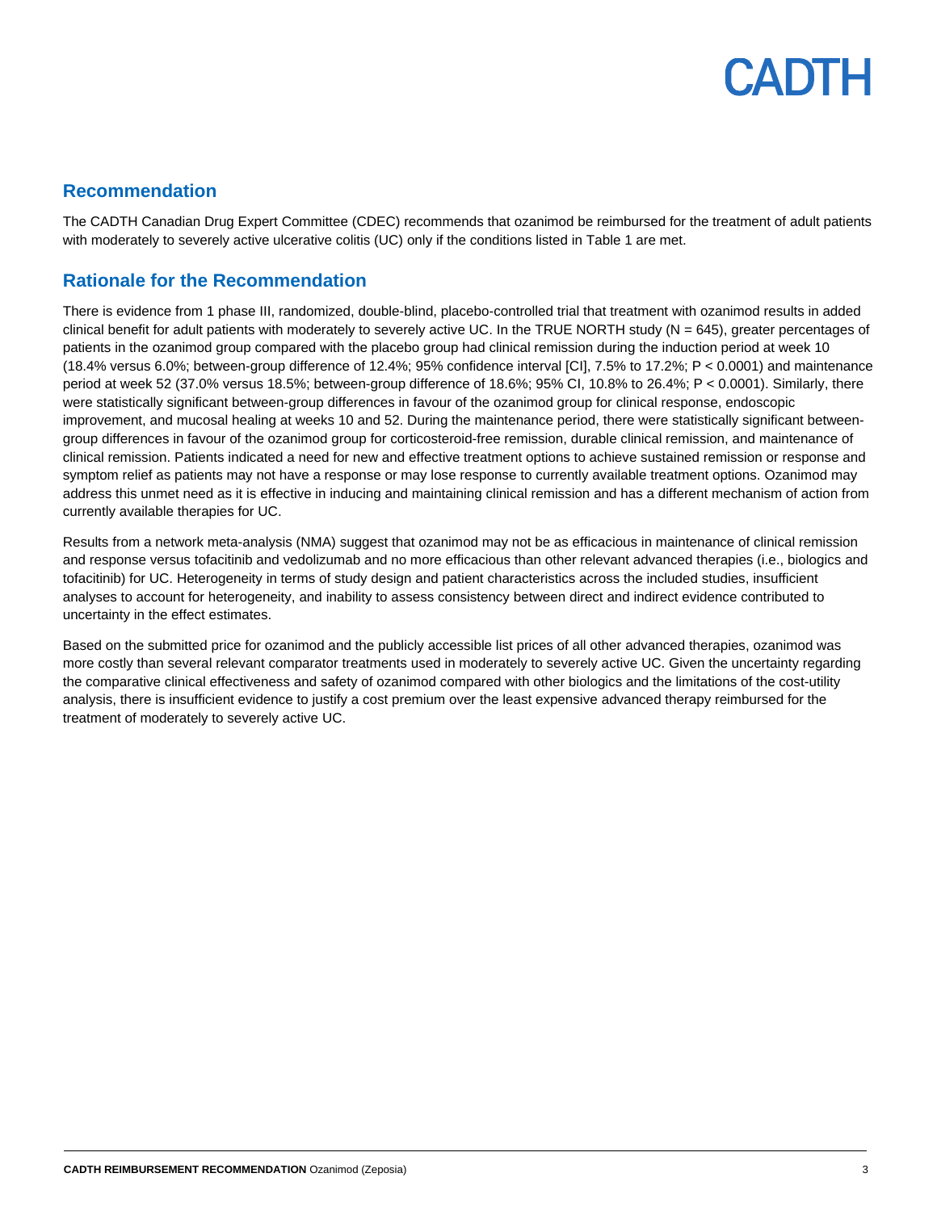## Recommendation

The CADTH Canadian Drug Expert Committee (CDEC) recommends that ozanimod be reimbursed for the treatment of adult patients with moderately to severely active ulcerative colitis (UC) only if the conditions listed in Table 1 are met.

## Rationale for the Recommendation

There is evidence from 1 phase III, randomized, double-blind, placebo-controlled trial that treatment with ozanimod results in added clinical benefit for adult patients with moderately to severely active UC. In the TRUE NORTH study (N = 645), greater percentages of patients in the ozanimod group compared with the placebo group had clinical remission during the induction period at week 10 (18.4% versus 6.0%; between-group difference of 12.4%; 95% confidence interval [CI], 7.5% to 17.2%; $P < 0.0001$) and maintenance period at week 52 (37.0% versus 18.5%; between-group difference of 18.6%; 95% CI, 10.8% to 26.4%; $P < 0.0001$). Similarly, there were statistically significant between-group differences in favour of the ozanimod group for clinical response, endoscopic improvement, and mucosal healing at weeks 10 and 52. During the maintenance period, there were statistically significant between-group differences in favour of the ozanimod group for corticosteroid-free remission, durable clinical remission, and maintenance of clinical remission. Patients indicated a need for new and effective treatment options to achieve sustained remission or response and symptom relief as patients may not have a response or may lose response to currently available treatment options. Ozanimod may address this unmet need as it is effective in inducing and maintaining clinical remission and has a different mechanism of action from currently available therapies for UC.

Results from a network meta-analysis (NMA) suggest that ozanimod may not be as efficacious in maintenance of clinical remission and response versus tofacitinib and vedolizumab and no more efficacious than other relevant advanced therapies (i.e., biologics and tofacitinib) for UC. Heterogeneity in terms of study design and patient characteristics across the included studies, insufficient analyses to account for heterogeneity, and inability to assess consistency between direct and indirect evidence contributed to uncertainty in the effect estimates.

Based on the submitted price for ozanimod and the publicly accessible list prices of all other advanced therapies, ozanimod was more costly than several relevant comparator treatments used in moderately to severely active UC. Given the uncertainty regarding the comparative clinical effectiveness and safety of ozanimod compared with other biologics and the limitations of the cost-utility analysis, there is insufficient evidence to justify a cost premium over the least expensive advanced therapy reimbursed for the treatment of moderately to severely active UC.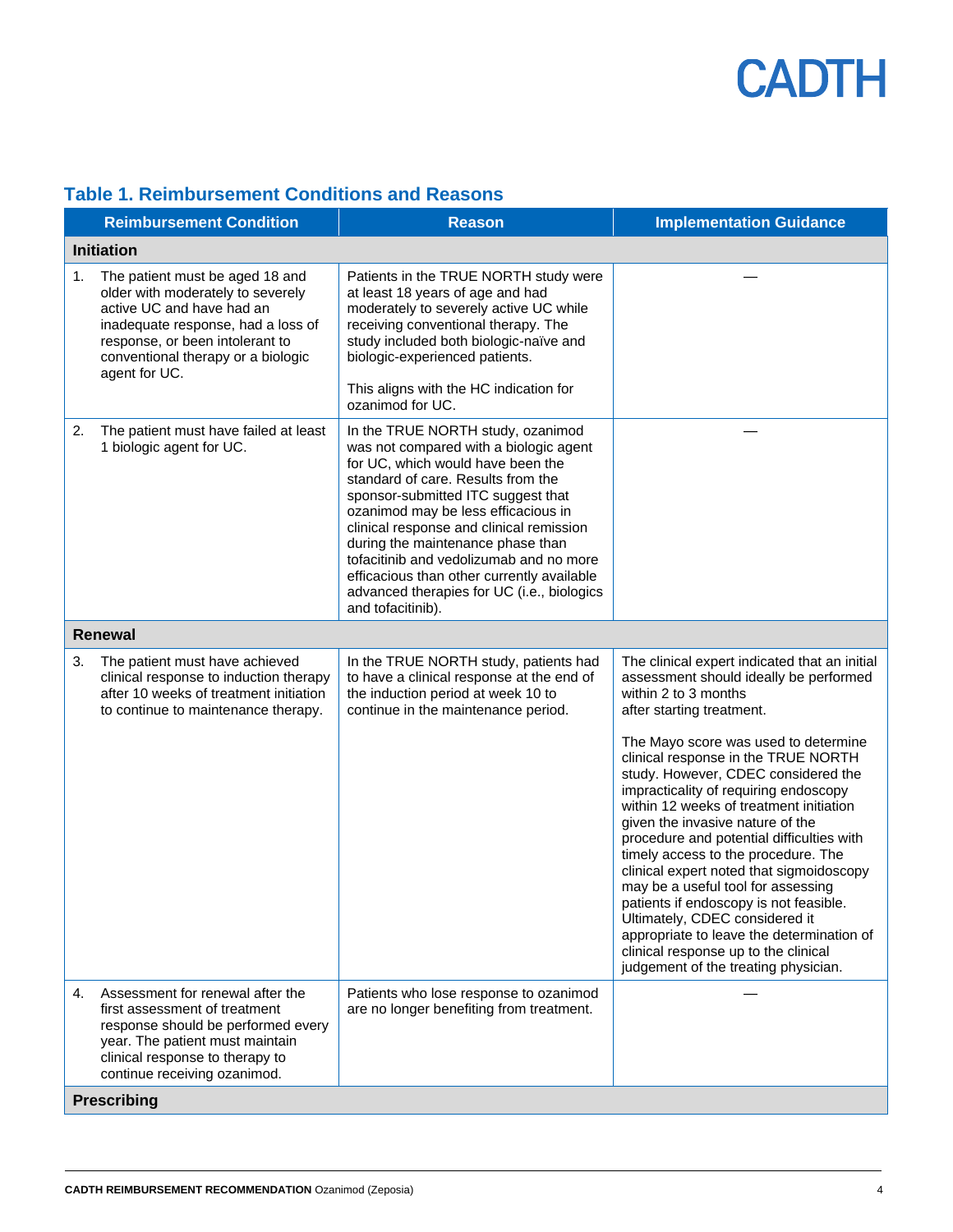## Table 1. Reimbursement Conditions and Reasons

| Reimbursement Condition | Reason | Implementation Guidance |
| --- | --- | --- |
| **Initiation** | | |
| 1. The patient must be aged 18 and older with moderately to severely active UC and have had an inadequate response, had a loss of response, or been intolerant to conventional therapy or a biologic agent for UC. | Patients in the TRUE NORTH study were at least 18 years of age and had moderately to severely active UC while receiving conventional therapy. The study included both biologic-naïve and biologic-experienced patients.<br><br>This aligns with the HC indication for ozanimod for UC. | — |
| 2. The patient must have failed at least 1 biologic agent for UC. | In the TRUE NORTH study, ozanimod was not compared with a biologic agent for UC, which would have been the standard of care. Results from the sponsor-submitted ITC suggest that ozanimod may be less efficacious in clinical response and clinical remission during the maintenance phase than tofacitinib and vedolizumab and no more efficacious than other currently available advanced therapies for UC (i.e., biologics and tofacitinib). | — |
| **Renewal** | | |
| 3. The patient must have achieved clinical response to induction therapy after 10 weeks of treatment initiation to continue to maintenance therapy. | In the TRUE NORTH study, patients had to have a clinical response at the end of the induction period at week 10 to continue in the maintenance period. | The clinical expert indicated that an initial assessment should ideally be performed within 2 to 3 months after starting treatment.<br><br>The Mayo score was used to determine clinical response in the TRUE NORTH study. However, CDEC considered the impracticality of requiring endoscopy within 12 weeks of treatment initiation given the invasive nature of the procedure and potential difficulties with timely access to the procedure. The clinical expert noted that sigmoidoscopy may be a useful tool for assessing patients if endoscopy is not feasible. Ultimately, CDEC considered it appropriate to leave the determination of clinical response up to the clinical judgement of the treating physician. |
| 4. Assessment for renewal after the first assessment of treatment response should be performed every year. The patient must maintain clinical response to therapy to continue receiving ozanimod. | Patients who lose response to ozanimod are no longer benefiting from treatment. | — |
| **Prescribing** | | |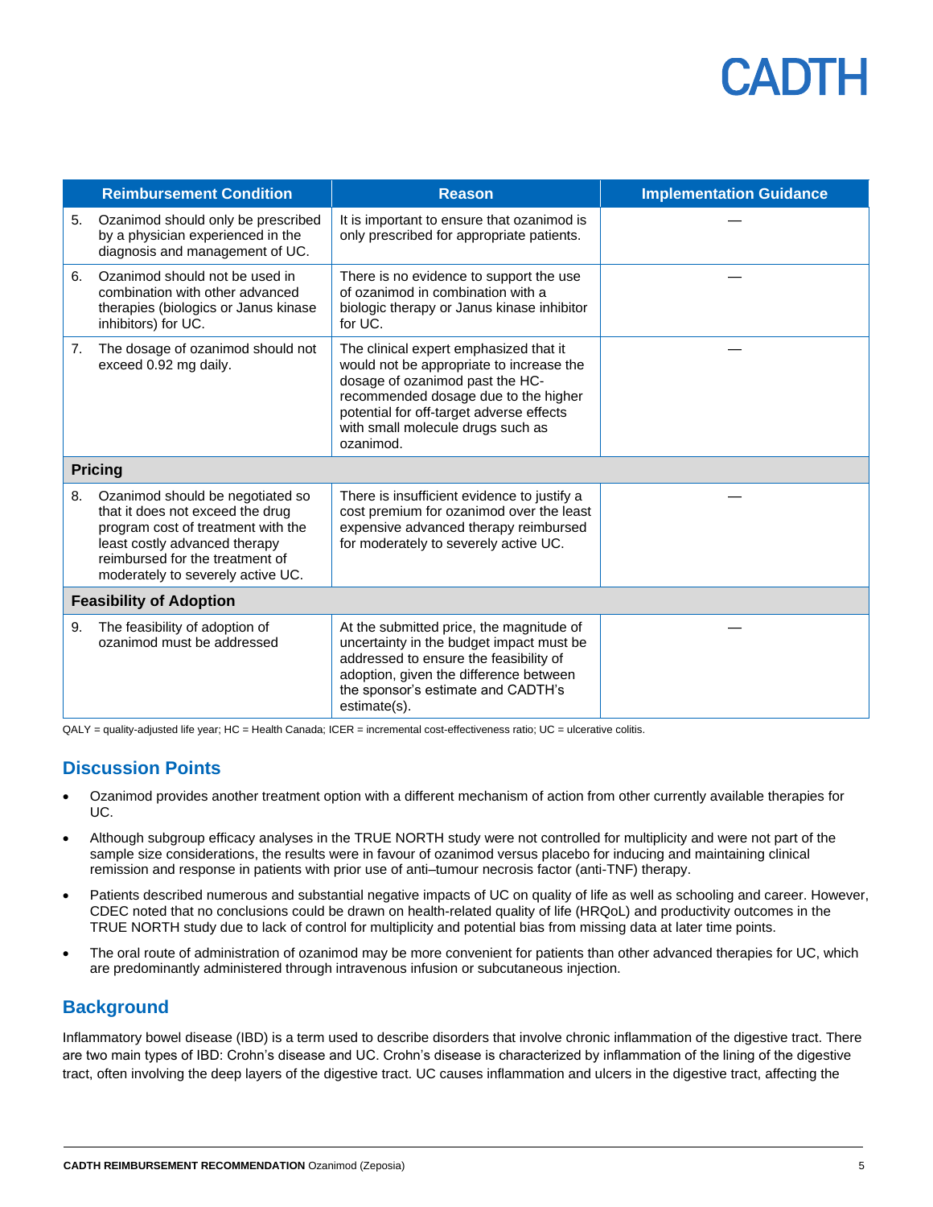| Reimbursement Condition | Reason | Implementation Guidance |
|---|---|---|
| 5. Ozanimod should only be prescribed by a physician experienced in the diagnosis and management of UC. | It is important to ensure that ozanimod is only prescribed for appropriate patients. | — |
| 6. Ozanimod should not be used in combination with other advanced therapies (biologics or Janus kinase inhibitors) for UC. | There is no evidence to support the use of ozanimod in combination with a biologic therapy or Janus kinase inhibitor for UC. | — |
| 7. The dosage of ozanimod should not exceed 0.92 mg daily. | The clinical expert emphasized that it would not be appropriate to increase the dosage of ozanimod past the HC-recommended dosage due to the higher potential for off-target adverse effects with small molecule drugs such as ozanimod. | — |
| **Pricing** | | |
| 8. Ozanimod should be negotiated so that it does not exceed the drug program cost of treatment with the least costly advanced therapy reimbursed for the treatment of moderately to severely active UC. | There is insufficient evidence to justify a cost premium for ozanimod over the least expensive advanced therapy reimbursed for moderately to severely active UC. | — |
| **Feasibility of Adoption** | | |
| 9. The feasibility of adoption of ozanimod must be addressed | At the submitted price, the magnitude of uncertainty in the budget impact must be addressed to ensure the feasibility of adoption, given the difference between the sponsor's estimate and CADTH's estimate(s). | — |

QALY = quality-adjusted life year; HC = Health Canada; ICER = incremental cost-effectiveness ratio; UC = ulcerative colitis.

## Discussion Points

- Ozanimod provides another treatment option with a different mechanism of action from other currently available therapies for UC.
- Although subgroup efficacy analyses in the TRUE NORTH study were not controlled for multiplicity and were not part of the sample size considerations, the results were in favour of ozanimod versus placebo for inducing and maintaining clinical remission and response in patients with prior use of anti–tumour necrosis factor (anti-TNF) therapy.
- Patients described numerous and substantial negative impacts of UC on quality of life as well as schooling and career. However, CDEC noted that no conclusions could be drawn on health-related quality of life (HRQoL) and productivity outcomes in the TRUE NORTH study due to lack of control for multiplicity and potential bias from missing data at later time points.
- The oral route of administration of ozanimod may be more convenient for patients than other advanced therapies for UC, which are predominantly administered through intravenous infusion or subcutaneous injection.

## Background

Inflammatory bowel disease (IBD) is a term used to describe disorders that involve chronic inflammation of the digestive tract. There are two main types of IBD: Crohn's disease and UC. Crohn's disease is characterized by inflammation of the lining of the digestive tract, often involving the deep layers of the digestive tract. UC causes inflammation and ulcers in the digestive tract, affecting the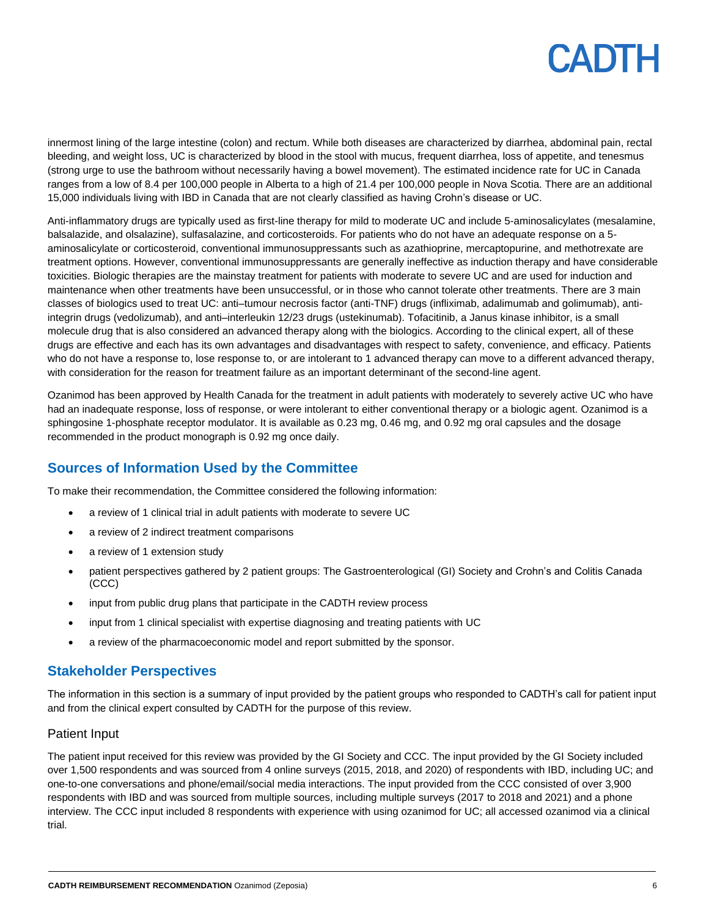innermost lining of the large intestine (colon) and rectum. While both diseases are characterized by diarrhea, abdominal pain, rectal bleeding, and weight loss, UC is characterized by blood in the stool with mucus, frequent diarrhea, loss of appetite, and tenesmus (strong urge to use the bathroom without necessarily having a bowel movement). The estimated incidence rate for UC in Canada ranges from a low of 8.4 per 100,000 people in Alberta to a high of 21.4 per 100,000 people in Nova Scotia. There are an additional 15,000 individuals living with IBD in Canada that are not clearly classified as having Crohn's disease or UC.

Anti-inflammatory drugs are typically used as first-line therapy for mild to moderate UC and include 5-aminosalicylates (mesalamine, balsalazide, and olsalazine), sulfasalazine, and corticosteroids. For patients who do not have an adequate response on a 5-aminosalicylate or corticosteroid, conventional immunosuppressants such as azathioprine, mercaptopurine, and methotrexate are treatment options. However, conventional immunosuppressants are generally ineffective as induction therapy and have considerable toxicities. Biologic therapies are the mainstay treatment for patients with moderate to severe UC and are used for induction and maintenance when other treatments have been unsuccessful, or in those who cannot tolerate other treatments. There are 3 main classes of biologics used to treat UC: anti–tumour necrosis factor (anti-TNF) drugs (infliximab, adalimumab and golimumab), anti-integrin drugs (vedolizumab), and anti–interleukin 12/23 drugs (ustekinumab). Tofacitinib, a Janus kinase inhibitor, is a small molecule drug that is also considered an advanced therapy along with the biologics. According to the clinical expert, all of these drugs are effective and each has its own advantages and disadvantages with respect to safety, convenience, and efficacy. Patients who do not have a response to, lose response to, or are intolerant to 1 advanced therapy can move to a different advanced therapy, with consideration for the reason for treatment failure as an important determinant of the second-line agent.

Ozanimod has been approved by Health Canada for the treatment in adult patients with moderately to severely active UC who have had an inadequate response, loss of response, or were intolerant to either conventional therapy or a biologic agent. Ozanimod is a sphingosine 1-phosphate receptor modulator. It is available as 0.23 mg, 0.46 mg, and 0.92 mg oral capsules and the dosage recommended in the product monograph is 0.92 mg once daily.

## Sources of Information Used by the Committee

To make their recommendation, the Committee considered the following information:

- a review of 1 clinical trial in adult patients with moderate to severe UC
- a review of 2 indirect treatment comparisons
- a review of 1 extension study
- patient perspectives gathered by 2 patient groups: The Gastroenterological (GI) Society and Crohn's and Colitis Canada (CCC)
- input from public drug plans that participate in the CADTH review process
- input from 1 clinical specialist with expertise diagnosing and treating patients with UC
- a review of the pharmacoeconomic model and report submitted by the sponsor.

## Stakeholder Perspectives

The information in this section is a summary of input provided by the patient groups who responded to CADTH's call for patient input and from the clinical expert consulted by CADTH for the purpose of this review.

### Patient Input

The patient input received for this review was provided by the GI Society and CCC. The input provided by the GI Society included over 1,500 respondents and was sourced from 4 online surveys (2015, 2018, and 2020) of respondents with IBD, including UC; and one-to-one conversations and phone/email/social media interactions. The input provided from the CCC consisted of over 3,900 respondents with IBD and was sourced from multiple sources, including multiple surveys (2017 to 2018 and 2021) and a phone interview. The CCC input included 8 respondents with experience with using ozanimod for UC; all accessed ozanimod via a clinical trial.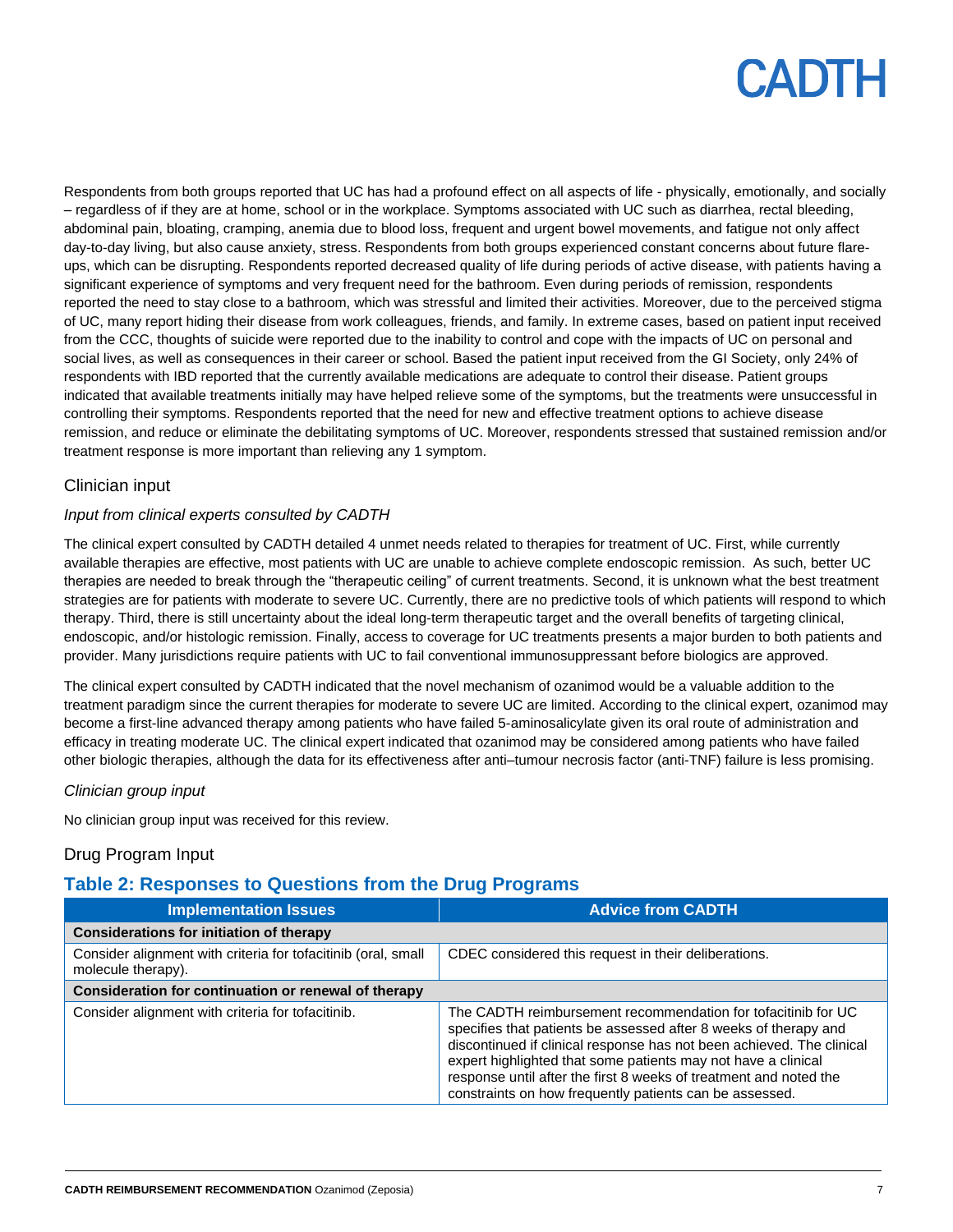Respondents from both groups reported that UC has had a profound effect on all aspects of life - physically, emotionally, and socially – regardless of if they are at home, school or in the workplace. Symptoms associated with UC such as diarrhea, rectal bleeding, abdominal pain, bloating, cramping, anemia due to blood loss, frequent and urgent bowel movements, and fatigue not only affect day-to-day living, but also cause anxiety, stress. Respondents from both groups experienced constant concerns about future flare-ups, which can be disrupting. Respondents reported decreased quality of life during periods of active disease, with patients having a significant experience of symptoms and very frequent need for the bathroom. Even during periods of remission, respondents reported the need to stay close to a bathroom, which was stressful and limited their activities. Moreover, due to the perceived stigma of UC, many report hiding their disease from work colleagues, friends, and family. In extreme cases, based on patient input received from the CCC, thoughts of suicide were reported due to the inability to control and cope with the impacts of UC on personal and social lives, as well as consequences in their career or school. Based the patient input received from the GI Society, only 24% of respondents with IBD reported that the currently available medications are adequate to control their disease. Patient groups indicated that available treatments initially may have helped relieve some of the symptoms, but the treatments were unsuccessful in controlling their symptoms. Respondents reported that the need for new and effective treatment options to achieve disease remission, and reduce or eliminate the debilitating symptoms of UC. Moreover, respondents stressed that sustained remission and/or treatment response is more important than relieving any 1 symptom.

## Clinician input

### *Input from clinical experts consulted by CADTH*

The clinical expert consulted by CADTH detailed 4 unmet needs related to therapies for treatment of UC. First, while currently available therapies are effective, most patients with UC are unable to achieve complete endoscopic remission. As such, better UC therapies are needed to break through the "therapeutic ceiling" of current treatments. Second, it is unknown what the best treatment strategies are for patients with moderate to severe UC. Currently, there are no predictive tools of which patients will respond to which therapy. Third, there is still uncertainty about the ideal long-term therapeutic target and the overall benefits of targeting clinical, endoscopic, and/or histologic remission. Finally, access to coverage for UC treatments presents a major burden to both patients and provider. Many jurisdictions require patients with UC to fail conventional immunosuppressant before biologics are approved.

The clinical expert consulted by CADTH indicated that the novel mechanism of ozanimod would be a valuable addition to the treatment paradigm since the current therapies for moderate to severe UC are limited. According to the clinical expert, ozanimod may become a first-line advanced therapy among patients who have failed 5-aminosalicylate given its oral route of administration and efficacy in treating moderate UC. The clinical expert indicated that ozanimod may be considered among patients who have failed other biologic therapies, although the data for its effectiveness after anti–tumour necrosis factor (anti-TNF) failure is less promising.

### *Clinician group input*

No clinician group input was received for this review.

## Drug Program Input

### Table 2: Responses to Questions from the Drug Programs

| Implementation Issues | Advice from CADTH |
|---|---|
| **Considerations for initiation of therapy** | |
| Consider alignment with criteria for tofacitinib (oral, small molecule therapy). | CDEC considered this request in their deliberations. |
| **Consideration for continuation or renewal of therapy** | |
| Consider alignment with criteria for tofacitinib. | The CADTH reimbursement recommendation for tofacitinib for UC specifies that patients be assessed after 8 weeks of therapy and discontinued if clinical response has not been achieved. The clinical expert highlighted that some patients may not have a clinical response until after the first 8 weeks of treatment and noted the constraints on how frequently patients can be assessed. |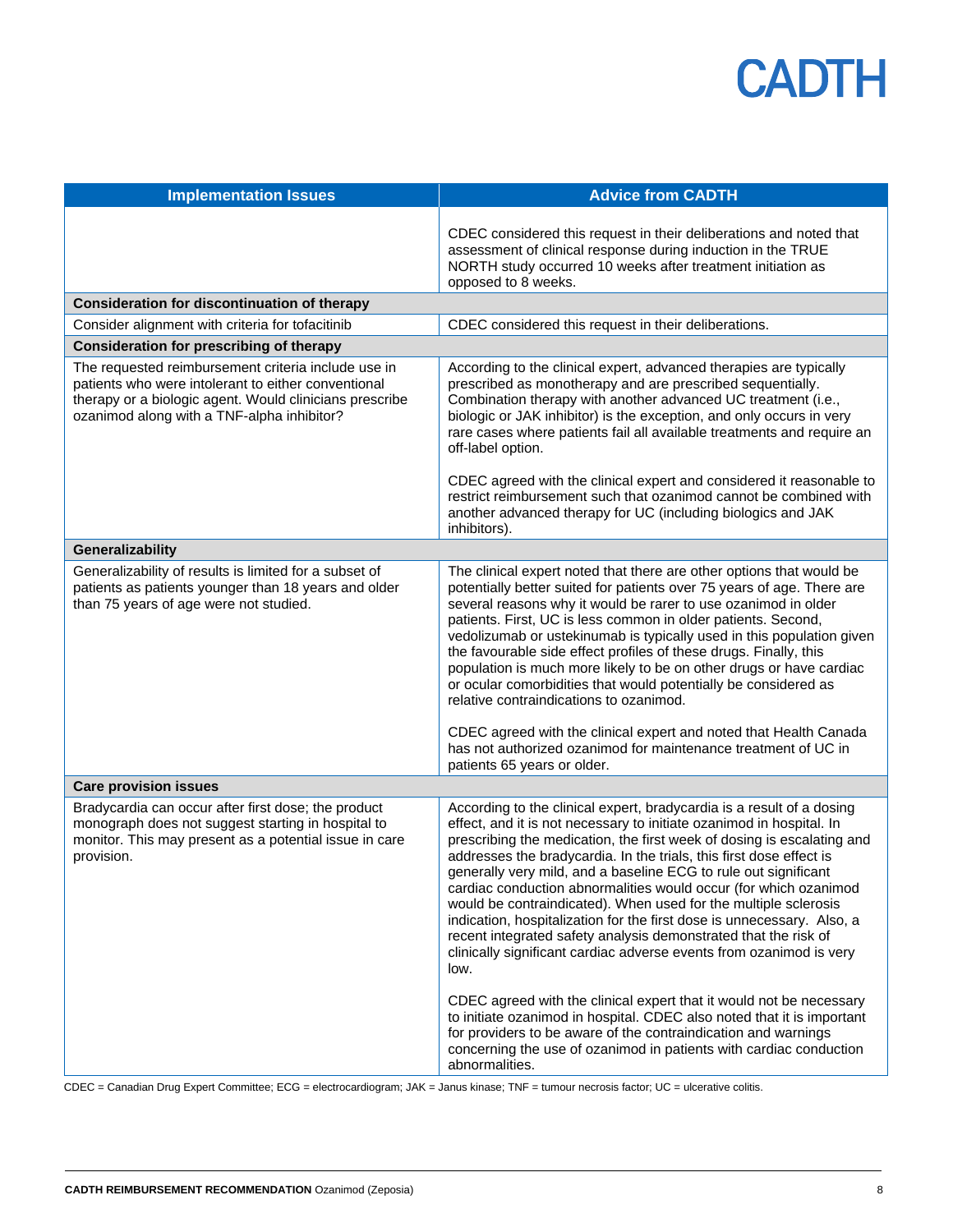| Implementation Issues | Advice from CADTH |
|---|---|
| | CDEC considered this request in their deliberations and noted that assessment of clinical response during induction in the TRUE NORTH study occurred 10 weeks after treatment initiation as opposed to 8 weeks. |
| **Consideration for discontinuation of therapy** | |
| Consider alignment with criteria for tofacitinib | CDEC considered this request in their deliberations. |
| **Consideration for prescribing of therapy** | |
| The requested reimbursement criteria include use in patients who were intolerant to either conventional therapy or a biologic agent. Would clinicians prescribe ozanimod along with a TNF-alpha inhibitor? | According to the clinical expert, advanced therapies are typically prescribed as monotherapy and are prescribed sequentially. Combination therapy with another advanced UC treatment (i.e., biologic or JAK inhibitor) is the exception, and only occurs in very rare cases where patients fail all available treatments and require an off-label option.<br><br>CDEC agreed with the clinical expert and considered it reasonable to restrict reimbursement such that ozanimod cannot be combined with another advanced therapy for UC (including biologics and JAK inhibitors). |
| **Generalizability** | |
| Generalizability of results is limited for a subset of patients as patients younger than 18 years and older than 75 years of age were not studied. | The clinical expert noted that there are other options that would be potentially better suited for patients over 75 years of age. There are several reasons why it would be rarer to use ozanimod in older patients. First, UC is less common in older patients. Second, vedolizumab or ustekinumab is typically used in this population given the favourable side effect profiles of these drugs. Finally, this population is much more likely to be on other drugs or have cardiac or ocular comorbidities that would potentially be considered as relative contraindications to ozanimod.<br><br>CDEC agreed with the clinical expert and noted that Health Canada has not authorized ozanimod for maintenance treatment of UC in patients 65 years or older. |
| **Care provision issues** | |
| Bradycardia can occur after first dose; the product monograph does not suggest starting in hospital to monitor. This may present as a potential issue in care provision. | According to the clinical expert, bradycardia is a result of a dosing effect, and it is not necessary to initiate ozanimod in hospital. In prescribing the medication, the first week of dosing is escalating and addresses the bradycardia. In the trials, this first dose effect is generally very mild, and a baseline ECG to rule out significant cardiac conduction abnormalities would occur (for which ozanimod would be contraindicated). When used for the multiple sclerosis indication, hospitalization for the first dose is unnecessary. Also, a recent integrated safety analysis demonstrated that the risk of clinically significant cardiac adverse events from ozanimod is very low.<br><br>CDEC agreed with the clinical expert that it would not be necessary to initiate ozanimod in hospital. CDEC also noted that it is important for providers to be aware of the contraindication and warnings concerning the use of ozanimod in patients with cardiac conduction abnormalities. |

CDEC = Canadian Drug Expert Committee; ECG = electrocardiogram; JAK = Janus kinase; TNF = tumour necrosis factor; UC = ulcerative colitis.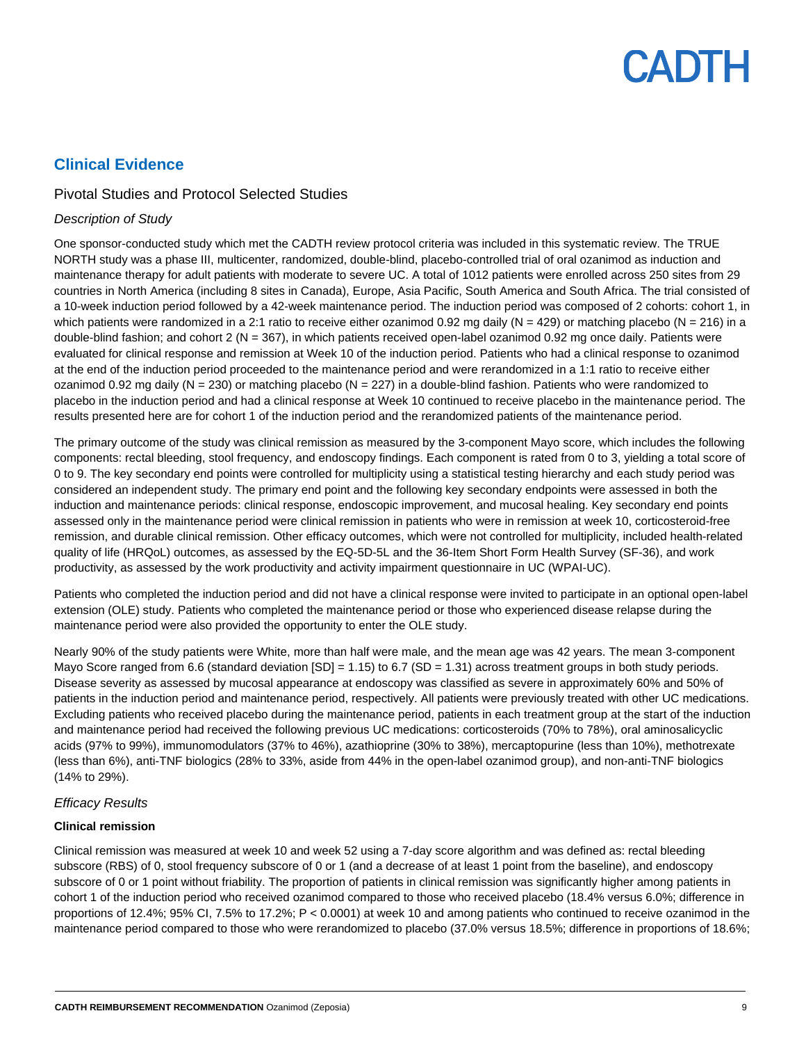## Clinical Evidence

### Pivotal Studies and Protocol Selected Studies

#### *Description of Study*

One sponsor-conducted study which met the CADTH review protocol criteria was included in this systematic review. The TRUE NORTH study was a phase III, multicenter, randomized, double-blind, placebo-controlled trial of oral ozanimod as induction and maintenance therapy for adult patients with moderate to severe UC. A total of 1012 patients were enrolled across 250 sites from 29 countries in North America (including 8 sites in Canada), Europe, Asia Pacific, South America and South Africa. The trial consisted of a 10-week induction period followed by a 42-week maintenance period. The induction period was composed of 2 cohorts: cohort 1, in which patients were randomized in a 2:1 ratio to receive either ozanimod 0.92 mg daily (N = 429) or matching placebo (N = 216) in a double-blind fashion; and cohort 2 (N = 367), in which patients received open-label ozanimod 0.92 mg once daily. Patients were evaluated for clinical response and remission at Week 10 of the induction period. Patients who had a clinical response to ozanimod at the end of the induction period proceeded to the maintenance period and were rerandomized in a 1:1 ratio to receive either ozanimod 0.92 mg daily (N = 230) or matching placebo (N = 227) in a double-blind fashion. Patients who were randomized to placebo in the induction period and had a clinical response at Week 10 continued to receive placebo in the maintenance period. The results presented here are for cohort 1 of the induction period and the rerandomized patients of the maintenance period.

The primary outcome of the study was clinical remission as measured by the 3-component Mayo score, which includes the following components: rectal bleeding, stool frequency, and endoscopy findings. Each component is rated from 0 to 3, yielding a total score of 0 to 9. The key secondary end points were controlled for multiplicity using a statistical testing hierarchy and each study period was considered an independent study. The primary end point and the following key secondary endpoints were assessed in both the induction and maintenance periods: clinical response, endoscopic improvement, and mucosal healing. Key secondary end points assessed only in the maintenance period were clinical remission in patients who were in remission at week 10, corticosteroid-free remission, and durable clinical remission. Other efficacy outcomes, which were not controlled for multiplicity, included health-related quality of life (HRQoL) outcomes, as assessed by the EQ-5D-5L and the 36-Item Short Form Health Survey (SF-36), and work productivity, as assessed by the work productivity and activity impairment questionnaire in UC (WPAI-UC).

Patients who completed the induction period and did not have a clinical response were invited to participate in an optional open-label extension (OLE) study. Patients who completed the maintenance period or those who experienced disease relapse during the maintenance period were also provided the opportunity to enter the OLE study.

Nearly 90% of the study patients were White, more than half were male, and the mean age was 42 years. The mean 3-component Mayo Score ranged from 6.6 (standard deviation [SD] = 1.15) to 6.7 (SD = 1.31) across treatment groups in both study periods. Disease severity as assessed by mucosal appearance at endoscopy was classified as severe in approximately 60% and 50% of patients in the induction period and maintenance period, respectively. All patients were previously treated with other UC medications. Excluding patients who received placebo during the maintenance period, patients in each treatment group at the start of the induction and maintenance period had received the following previous UC medications: corticosteroids (70% to 78%), oral aminosalicyclic acids (97% to 99%), immunomodulators (37% to 46%), azathioprine (30% to 38%), mercaptopurine (less than 10%), methotrexate (less than 6%), anti-TNF biologics (28% to 33%, aside from 44% in the open-label ozanimod group), and non-anti-TNF biologics (14% to 29%).

#### *Efficacy Results*

**Clinical remission**

Clinical remission was measured at week 10 and week 52 using a 7-day score algorithm and was defined as: rectal bleeding subscore (RBS) of 0, stool frequency subscore of 0 or 1 (and a decrease of at least 1 point from the baseline), and endoscopy subscore of 0 or 1 point without friability. The proportion of patients in clinical remission was significantly higher among patients in cohort 1 of the induction period who received ozanimod compared to those who received placebo (18.4% versus 6.0%; difference in proportions of 12.4%; 95% CI, 7.5% to 17.2%; P < 0.0001) at week 10 and among patients who continued to receive ozanimod in the maintenance period compared to those who were rerandomized to placebo (37.0% versus 18.5%; difference in proportions of 18.6%;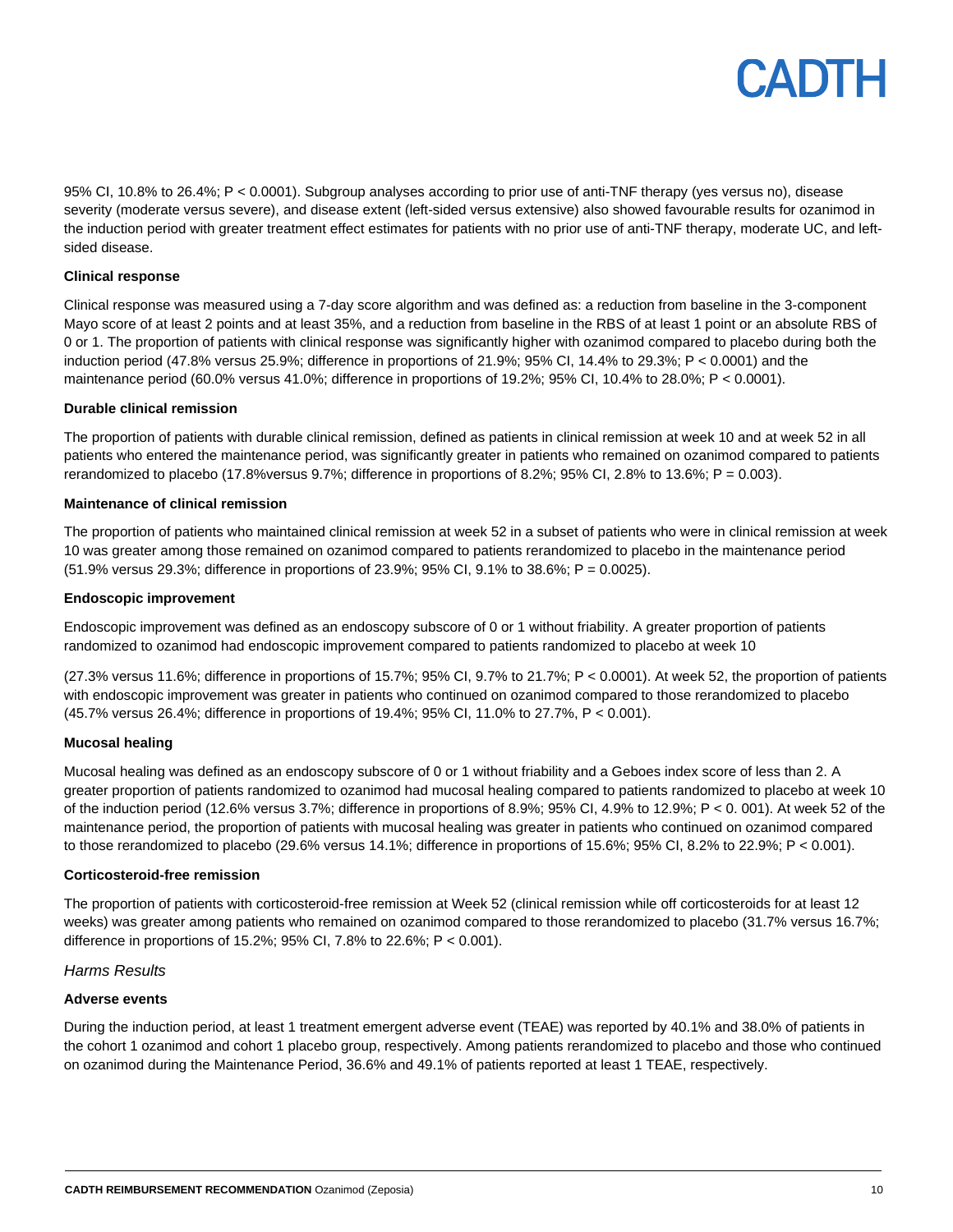95% CI, 10.8% to 26.4%; P < 0.0001). Subgroup analyses according to prior use of anti-TNF therapy (yes versus no), disease severity (moderate versus severe), and disease extent (left-sided versus extensive) also showed favourable results for ozanimod in the induction period with greater treatment effect estimates for patients with no prior use of anti-TNF therapy, moderate UC, and left-sided disease.

**Clinical response**

Clinical response was measured using a 7-day score algorithm and was defined as: a reduction from baseline in the 3-component Mayo score of at least 2 points and at least 35%, and a reduction from baseline in the RBS of at least 1 point or an absolute RBS of 0 or 1. The proportion of patients with clinical response was significantly higher with ozanimod compared to placebo during both the induction period (47.8% versus 25.9%; difference in proportions of 21.9%; 95% CI, 14.4% to 29.3%; P < 0.0001) and the maintenance period (60.0% versus 41.0%; difference in proportions of 19.2%; 95% CI, 10.4% to 28.0%; P < 0.0001).

**Durable clinical remission**

The proportion of patients with durable clinical remission, defined as patients in clinical remission at week 10 and at week 52 in all patients who entered the maintenance period, was significantly greater in patients who remained on ozanimod compared to patients rerandomized to placebo (17.8%versus 9.7%; difference in proportions of 8.2%; 95% CI, 2.8% to 13.6%; P = 0.003).

**Maintenance of clinical remission**

The proportion of patients who maintained clinical remission at week 52 in a subset of patients who were in clinical remission at week 10 was greater among those remained on ozanimod compared to patients rerandomized to placebo in the maintenance period (51.9% versus 29.3%; difference in proportions of 23.9%; 95% CI, 9.1% to 38.6%; P = 0.0025).

**Endoscopic improvement**

Endoscopic improvement was defined as an endoscopy subscore of 0 or 1 without friability. A greater proportion of patients randomized to ozanimod had endoscopic improvement compared to patients randomized to placebo at week 10

(27.3% versus 11.6%; difference in proportions of 15.7%; 95% CI, 9.7% to 21.7%; P < 0.0001). At week 52, the proportion of patients with endoscopic improvement was greater in patients who continued on ozanimod compared to those rerandomized to placebo (45.7% versus 26.4%; difference in proportions of 19.4%; 95% CI, 11.0% to 27.7%, P < 0.001).

**Mucosal healing**

Mucosal healing was defined as an endoscopy subscore of 0 or 1 without friability and a Geboes index score of less than 2. A greater proportion of patients randomized to ozanimod had mucosal healing compared to patients randomized to placebo at week 10 of the induction period (12.6% versus 3.7%; difference in proportions of 8.9%; 95% CI, 4.9% to 12.9%; P < 0. 001). At week 52 of the maintenance period, the proportion of patients with mucosal healing was greater in patients who continued on ozanimod compared to those rerandomized to placebo (29.6% versus 14.1%; difference in proportions of 15.6%; 95% CI, 8.2% to 22.9%; P < 0.001).

**Corticosteroid-free remission**

The proportion of patients with corticosteroid-free remission at Week 52 (clinical remission while off corticosteroids for at least 12 weeks) was greater among patients who remained on ozanimod compared to those rerandomized to placebo (31.7% versus 16.7%; difference in proportions of 15.2%; 95% CI, 7.8% to 22.6%; P < 0.001).

*Harms Results*

**Adverse events**

During the induction period, at least 1 treatment emergent adverse event (TEAE) was reported by 40.1% and 38.0% of patients in the cohort 1 ozanimod and cohort 1 placebo group, respectively. Among patients rerandomized to placebo and those who continued on ozanimod during the Maintenance Period, 36.6% and 49.1% of patients reported at least 1 TEAE, respectively.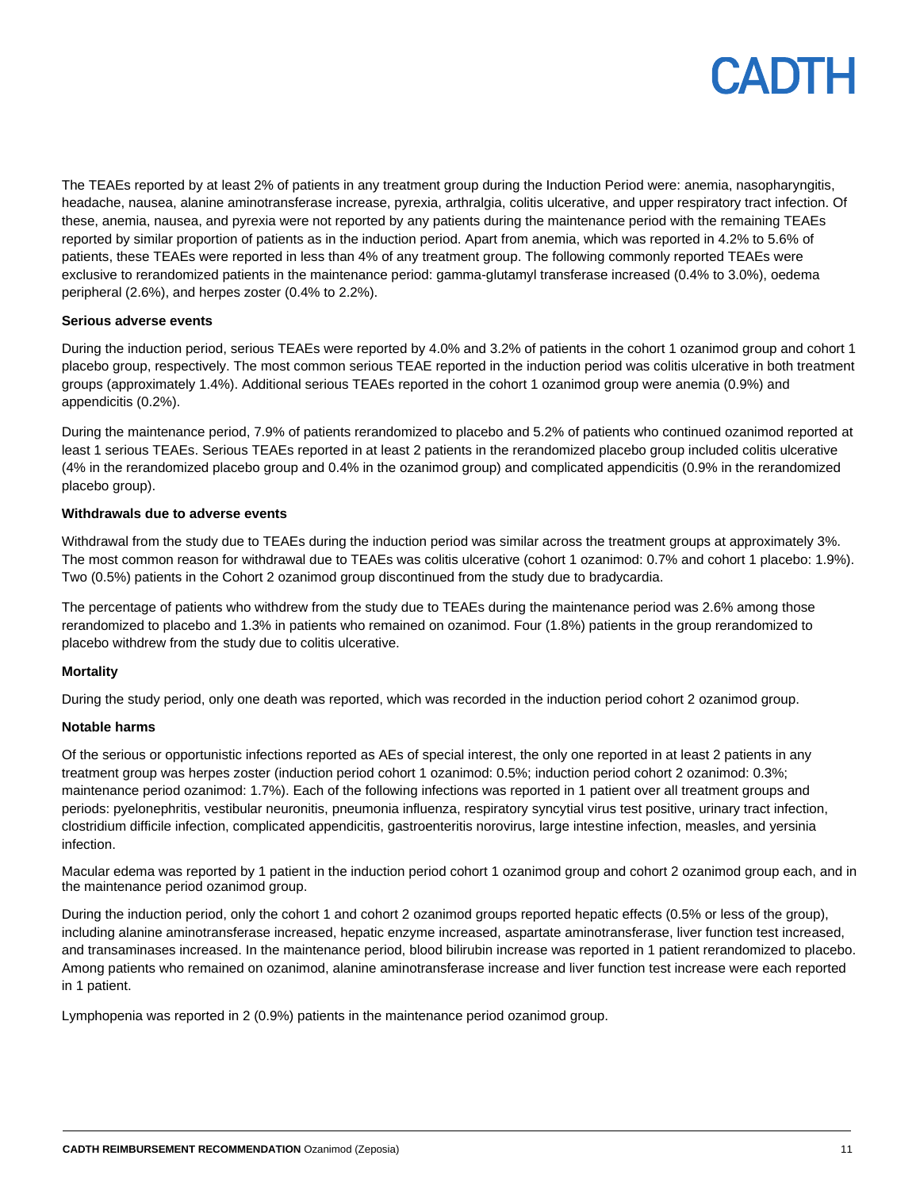The TEAEs reported by at least 2% of patients in any treatment group during the Induction Period were: anemia, nasopharyngitis, headache, nausea, alanine aminotransferase increase, pyrexia, arthralgia, colitis ulcerative, and upper respiratory tract infection. Of these, anemia, nausea, and pyrexia were not reported by any patients during the maintenance period with the remaining TEAEs reported by similar proportion of patients as in the induction period. Apart from anemia, which was reported in 4.2% to 5.6% of patients, these TEAEs were reported in less than 4% of any treatment group. The following commonly reported TEAEs were exclusive to rerandomized patients in the maintenance period: gamma-glutamyl transferase increased (0.4% to 3.0%), oedema peripheral (2.6%), and herpes zoster (0.4% to 2.2%).

**Serious adverse events**

During the induction period, serious TEAEs were reported by 4.0% and 3.2% of patients in the cohort 1 ozanimod group and cohort 1 placebo group, respectively. The most common serious TEAE reported in the induction period was colitis ulcerative in both treatment groups (approximately 1.4%). Additional serious TEAEs reported in the cohort 1 ozanimod group were anemia (0.9%) and appendicitis (0.2%).

During the maintenance period, 7.9% of patients rerandomized to placebo and 5.2% of patients who continued ozanimod reported at least 1 serious TEAEs. Serious TEAEs reported in at least 2 patients in the rerandomized placebo group included colitis ulcerative (4% in the rerandomized placebo group and 0.4% in the ozanimod group) and complicated appendicitis (0.9% in the rerandomized placebo group).

**Withdrawals due to adverse events**

Withdrawal from the study due to TEAEs during the induction period was similar across the treatment groups at approximately 3%. The most common reason for withdrawal due to TEAEs was colitis ulcerative (cohort 1 ozanimod: 0.7% and cohort 1 placebo: 1.9%). Two (0.5%) patients in the Cohort 2 ozanimod group discontinued from the study due to bradycardia.

The percentage of patients who withdrew from the study due to TEAEs during the maintenance period was 2.6% among those rerandomized to placebo and 1.3% in patients who remained on ozanimod. Four (1.8%) patients in the group rerandomized to placebo withdrew from the study due to colitis ulcerative.

**Mortality**

During the study period, only one death was reported, which was recorded in the induction period cohort 2 ozanimod group.

**Notable harms**

Of the serious or opportunistic infections reported as AEs of special interest, the only one reported in at least 2 patients in any treatment group was herpes zoster (induction period cohort 1 ozanimod: 0.5%; induction period cohort 2 ozanimod: 0.3%; maintenance period ozanimod: 1.7%). Each of the following infections was reported in 1 patient over all treatment groups and periods: pyelonephritis, vestibular neuronitis, pneumonia influenza, respiratory syncytial virus test positive, urinary tract infection, clostridium difficile infection, complicated appendicitis, gastroenteritis norovirus, large intestine infection, measles, and yersinia infection.

Macular edema was reported by 1 patient in the induction period cohort 1 ozanimod group and cohort 2 ozanimod group each, and in the maintenance period ozanimod group.

During the induction period, only the cohort 1 and cohort 2 ozanimod groups reported hepatic effects (0.5% or less of the group), including alanine aminotransferase increased, hepatic enzyme increased, aspartate aminotransferase, liver function test increased, and transaminases increased. In the maintenance period, blood bilirubin increase was reported in 1 patient rerandomized to placebo. Among patients who remained on ozanimod, alanine aminotransferase increase and liver function test increase were each reported in 1 patient.

Lymphopenia was reported in 2 (0.9%) patients in the maintenance period ozanimod group.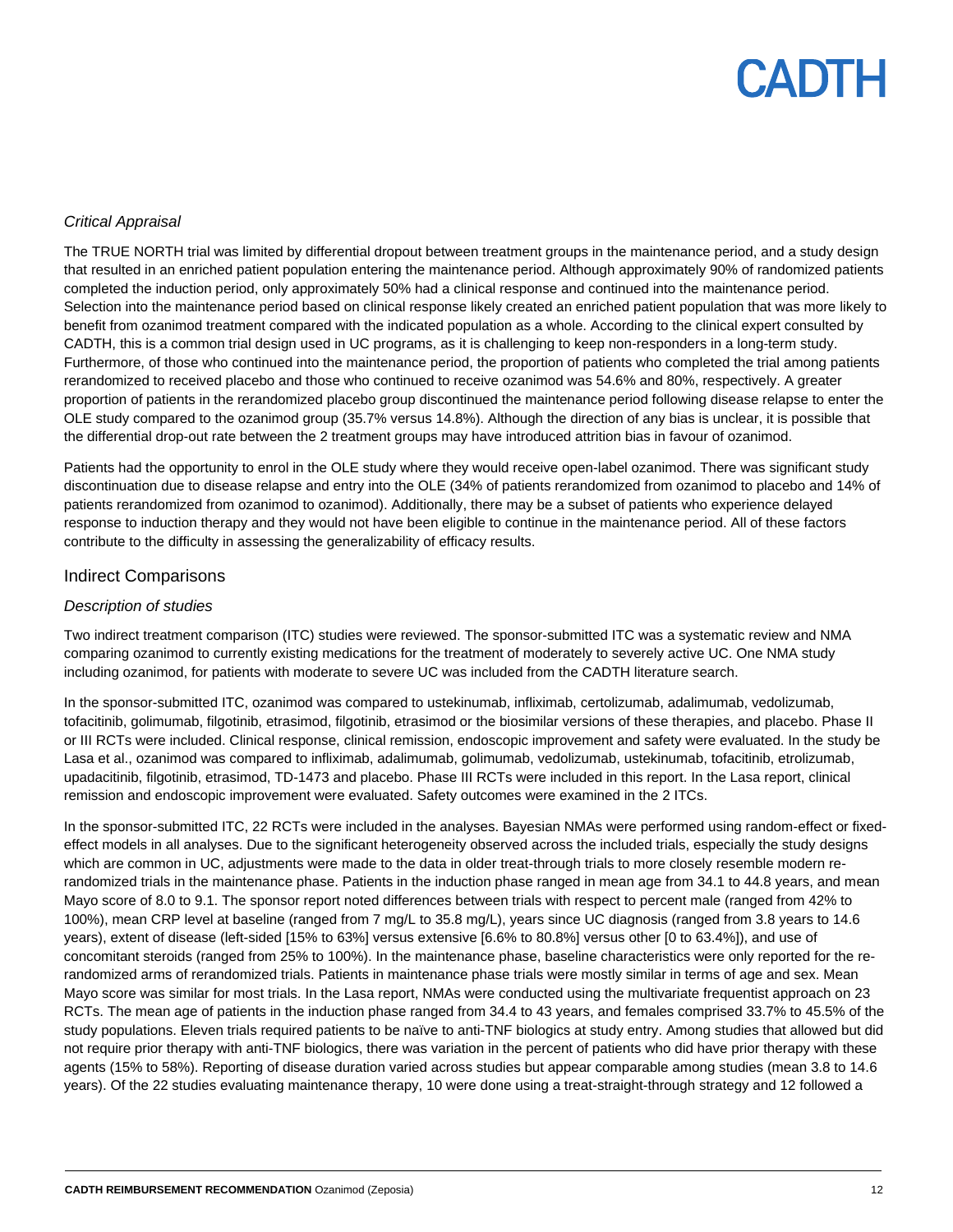*Critical Appraisal*

The TRUE NORTH trial was limited by differential dropout between treatment groups in the maintenance period, and a study design that resulted in an enriched patient population entering the maintenance period. Although approximately 90% of randomized patients completed the induction period, only approximately 50% had a clinical response and continued into the maintenance period. Selection into the maintenance period based on clinical response likely created an enriched patient population that was more likely to benefit from ozanimod treatment compared with the indicated population as a whole. According to the clinical expert consulted by CADTH, this is a common trial design used in UC programs, as it is challenging to keep non-responders in a long-term study. Furthermore, of those who continued into the maintenance period, the proportion of patients who completed the trial among patients rerandomized to received placebo and those who continued to receive ozanimod was 54.6% and 80%, respectively. A greater proportion of patients in the rerandomized placebo group discontinued the maintenance period following disease relapse to enter the OLE study compared to the ozanimod group (35.7% versus 14.8%). Although the direction of any bias is unclear, it is possible that the differential drop-out rate between the 2 treatment groups may have introduced attrition bias in favour of ozanimod.

Patients had the opportunity to enrol in the OLE study where they would receive open-label ozanimod. There was significant study discontinuation due to disease relapse and entry into the OLE (34% of patients rerandomized from ozanimod to placebo and 14% of patients rerandomized from ozanimod to ozanimod). Additionally, there may be a subset of patients who experience delayed response to induction therapy and they would not have been eligible to continue in the maintenance period. All of these factors contribute to the difficulty in assessing the generalizability of efficacy results.

## Indirect Comparisons

*Description of studies*

Two indirect treatment comparison (ITC) studies were reviewed. The sponsor-submitted ITC was a systematic review and NMA comparing ozanimod to currently existing medications for the treatment of moderately to severely active UC. One NMA study including ozanimod, for patients with moderate to severe UC was included from the CADTH literature search.

In the sponsor-submitted ITC, ozanimod was compared to ustekinumab, infliximab, certolizumab, adalimumab, vedolizumab, tofacitinib, golimumab, filgotinib, etrasimod, filgotinib, etrasimod or the biosimilar versions of these therapies, and placebo. Phase II or III RCTs were included. Clinical response, clinical remission, endoscopic improvement and safety were evaluated. In the study be Lasa et al., ozanimod was compared to infliximab, adalimumab, golimumab, vedolizumab, ustekinumab, tofacitinib, etrolizumab, upadacitinib, filgotinib, etrasimod, TD-1473 and placebo. Phase III RCTs were included in this report. In the Lasa report, clinical remission and endoscopic improvement were evaluated. Safety outcomes were examined in the 2 ITCs.

In the sponsor-submitted ITC, 22 RCTs were included in the analyses. Bayesian NMAs were performed using random-effect or fixed-effect models in all analyses. Due to the significant heterogeneity observed across the included trials, especially the study designs which are common in UC, adjustments were made to the data in older treat-through trials to more closely resemble modern re-randomized trials in the maintenance phase. Patients in the induction phase ranged in mean age from 34.1 to 44.8 years, and mean Mayo score of 8.0 to 9.1. The sponsor report noted differences between trials with respect to percent male (ranged from 42% to 100%), mean CRP level at baseline (ranged from 7 mg/L to 35.8 mg/L), years since UC diagnosis (ranged from 3.8 years to 14.6 years), extent of disease (left-sided [15% to 63%] versus extensive [6.6% to 80.8%] versus other [0 to 63.4%]), and use of concomitant steroids (ranged from 25% to 100%). In the maintenance phase, baseline characteristics were only reported for the re-randomized arms of rerandomized trials. Patients in maintenance phase trials were mostly similar in terms of age and sex. Mean Mayo score was similar for most trials. In the Lasa report, NMAs were conducted using the multivariate frequentist approach on 23 RCTs. The mean age of patients in the induction phase ranged from 34.4 to 43 years, and females comprised 33.7% to 45.5% of the study populations. Eleven trials required patients to be naïve to anti-TNF biologics at study entry. Among studies that allowed but did not require prior therapy with anti-TNF biologics, there was variation in the percent of patients who did have prior therapy with these agents (15% to 58%). Reporting of disease duration varied across studies but appear comparable among studies (mean 3.8 to 14.6 years). Of the 22 studies evaluating maintenance therapy, 10 were done using a treat-straight-through strategy and 12 followed a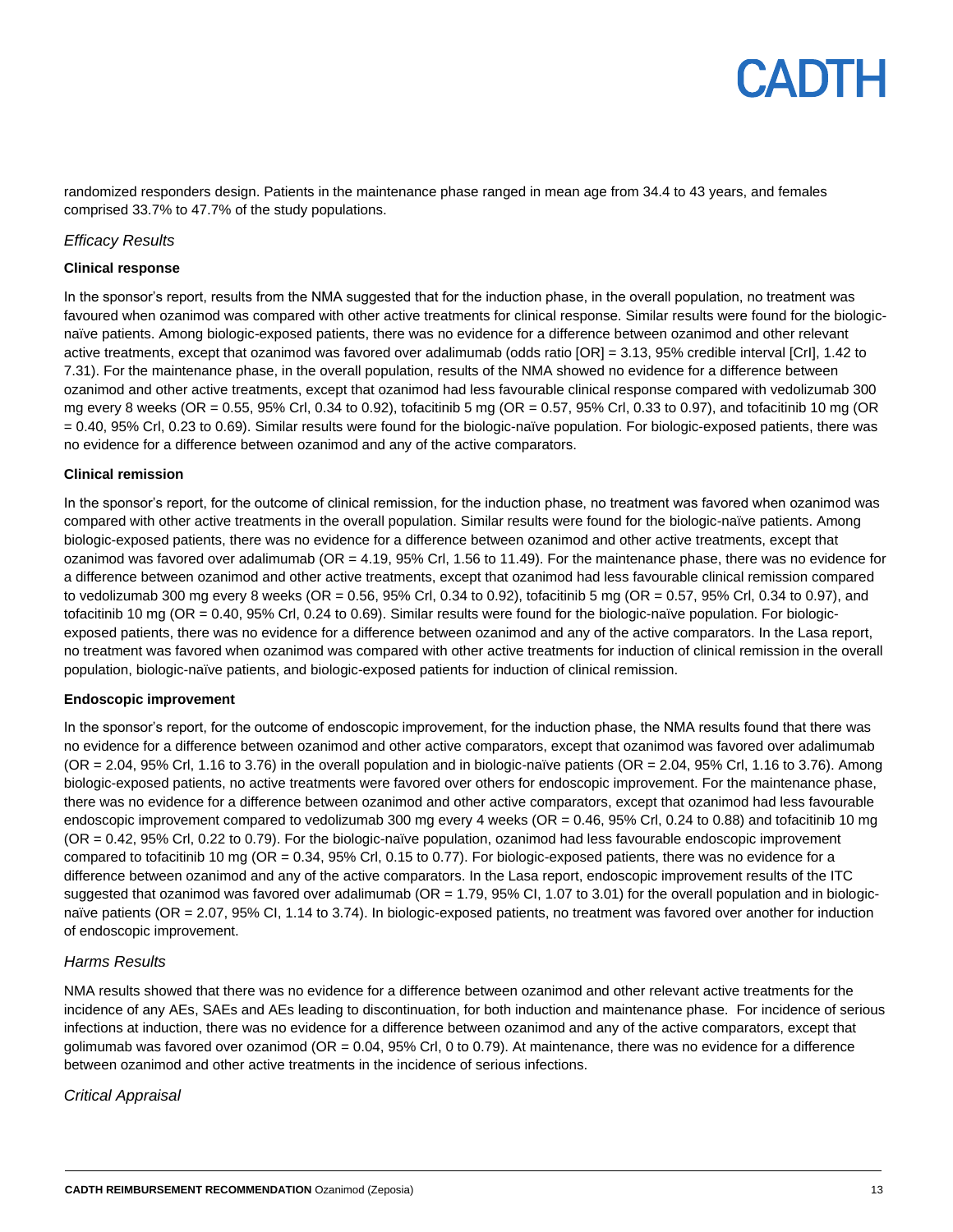randomized responders design. Patients in the maintenance phase ranged in mean age from 34.4 to 43 years, and females comprised 33.7% to 47.7% of the study populations.

### *Efficacy Results*

**Clinical response**

In the sponsor's report, results from the NMA suggested that for the induction phase, in the overall population, no treatment was favoured when ozanimod was compared with other active treatments for clinical response. Similar results were found for the biologic-naïve patients. Among biologic-exposed patients, there was no evidence for a difference between ozanimod and other relevant active treatments, except that ozanimod was favored over adalimumab (odds ratio [OR] = 3.13, 95% credible interval [CrI], 1.42 to 7.31). For the maintenance phase, in the overall population, results of the NMA showed no evidence for a difference between ozanimod and other active treatments, except that ozanimod had less favourable clinical response compared with vedolizumab 300 mg every 8 weeks (OR = 0.55, 95% CrI, 0.34 to 0.92), tofacitinib 5 mg (OR = 0.57, 95% CrI, 0.33 to 0.97), and tofacitinib 10 mg (OR = 0.40, 95% CrI, 0.23 to 0.69). Similar results were found for the biologic-naïve population. For biologic-exposed patients, there was no evidence for a difference between ozanimod and any of the active comparators.

**Clinical remission**

In the sponsor's report, for the outcome of clinical remission, for the induction phase, no treatment was favored when ozanimod was compared with other active treatments in the overall population. Similar results were found for the biologic-naïve patients. Among biologic-exposed patients, there was no evidence for a difference between ozanimod and other active treatments, except that ozanimod was favored over adalimumab (OR = 4.19, 95% CrI, 1.56 to 11.49). For the maintenance phase, there was no evidence for a difference between ozanimod and other active treatments, except that ozanimod had less favourable clinical remission compared to vedolizumab 300 mg every 8 weeks (OR = 0.56, 95% CrI, 0.34 to 0.92), tofacitinib 5 mg (OR = 0.57, 95% CrI, 0.34 to 0.97), and tofacitinib 10 mg (OR = 0.40, 95% CrI, 0.24 to 0.69). Similar results were found for the biologic-naïve population. For biologic-exposed patients, there was no evidence for a difference between ozanimod and any of the active comparators. In the Lasa report, no treatment was favored when ozanimod was compared with other active treatments for induction of clinical remission in the overall population, biologic-naïve patients, and biologic-exposed patients for induction of clinical remission.

**Endoscopic improvement**

In the sponsor's report, for the outcome of endoscopic improvement, for the induction phase, the NMA results found that there was no evidence for a difference between ozanimod and other active comparators, except that ozanimod was favored over adalimumab (OR = 2.04, 95% CrI, 1.16 to 3.76) in the overall population and in biologic-naïve patients (OR = 2.04, 95% CrI, 1.16 to 3.76). Among biologic-exposed patients, no active treatments were favored over others for endoscopic improvement. For the maintenance phase, there was no evidence for a difference between ozanimod and other active comparators, except that ozanimod had less favourable endoscopic improvement compared to vedolizumab 300 mg every 4 weeks (OR = 0.46, 95% CrI, 0.24 to 0.88) and tofacitinib 10 mg (OR = 0.42, 95% CrI, 0.22 to 0.79). For the biologic-naïve population, ozanimod had less favourable endoscopic improvement compared to tofacitinib 10 mg (OR = 0.34, 95% CrI, 0.15 to 0.77). For biologic-exposed patients, there was no evidence for a difference between ozanimod and any of the active comparators. In the Lasa report, endoscopic improvement results of the ITC suggested that ozanimod was favored over adalimumab (OR = 1.79, 95% CI, 1.07 to 3.01) for the overall population and in biologic-naïve patients (OR = 2.07, 95% CI, 1.14 to 3.74). In biologic-exposed patients, no treatment was favored over another for induction of endoscopic improvement.

### *Harms Results*

NMA results showed that there was no evidence for a difference between ozanimod and other relevant active treatments for the incidence of any AEs, SAEs and AEs leading to discontinuation, for both induction and maintenance phase. For incidence of serious infections at induction, there was no evidence for a difference between ozanimod and any of the active comparators, except that golimumab was favored over ozanimod (OR = 0.04, 95% CrI, 0 to 0.79). At maintenance, there was no evidence for a difference between ozanimod and other active treatments in the incidence of serious infections.

### *Critical Appraisal*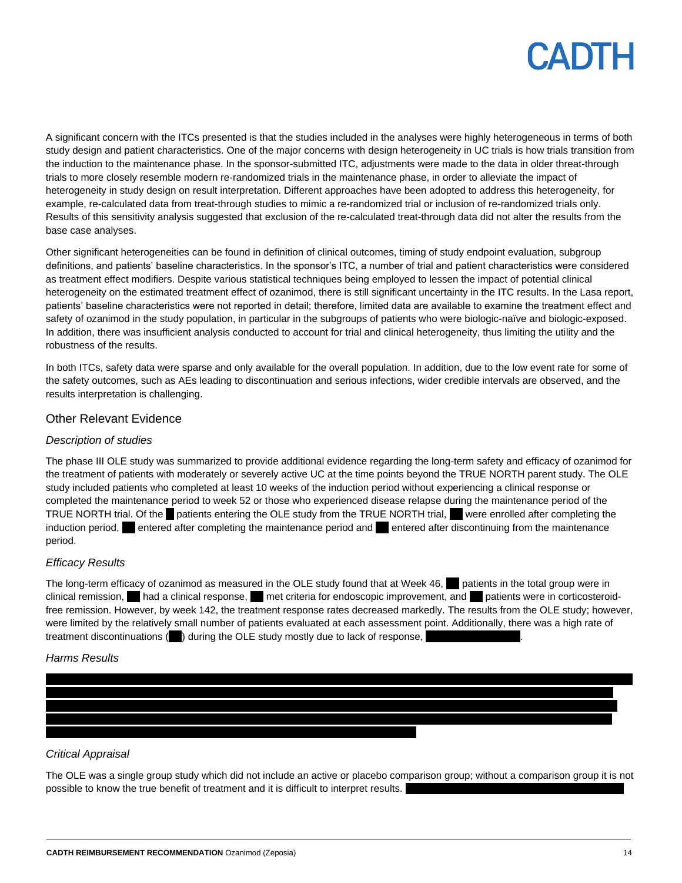A significant concern with the ITCs presented is that the studies included in the analyses were highly heterogeneous in terms of both study design and patient characteristics. One of the major concerns with design heterogeneity in UC trials is how trials transition from the induction to the maintenance phase. In the sponsor-submitted ITC, adjustments were made to the data in older threat-through trials to more closely resemble modern re-randomized trials in the maintenance phase, in order to alleviate the impact of heterogeneity in study design on result interpretation. Different approaches have been adopted to address this heterogeneity, for example, re-calculated data from treat-through studies to mimic a re-randomized trial or inclusion of re-randomized trials only. Results of this sensitivity analysis suggested that exclusion of the re-calculated treat-through data did not alter the results from the base case analyses.

Other significant heterogeneities can be found in definition of clinical outcomes, timing of study endpoint evaluation, subgroup definitions, and patients' baseline characteristics. In the sponsor's ITC, a number of trial and patient characteristics were considered as treatment effect modifiers. Despite various statistical techniques being employed to lessen the impact of potential clinical heterogeneity on the estimated treatment effect of ozanimod, there is still significant uncertainty in the ITC results. In the Lasa report, patients' baseline characteristics were not reported in detail; therefore, limited data are available to examine the treatment effect and safety of ozanimod in the study population, in particular in the subgroups of patients who were biologic-naïve and biologic-exposed. In addition, there was insufficient analysis conducted to account for trial and clinical heterogeneity, thus limiting the utility and the robustness of the results.

In both ITCs, safety data were sparse and only available for the overall population. In addition, due to the low event rate for some of the safety outcomes, such as AEs leading to discontinuation and serious infections, wider credible intervals are observed, and the results interpretation is challenging.

## Other Relevant Evidence

### *Description of studies*

The phase III OLE study was summarized to provide additional evidence regarding the long-term safety and efficacy of ozanimod for the treatment of patients with moderately or severely active UC at the time points beyond the TRUE NORTH parent study. The OLE study included patients who completed at least 10 weeks of the induction period without experiencing a clinical response or completed the maintenance period to week 52 or those who experienced disease relapse during the maintenance period of the TRUE NORTH trial. Of the ■ patients entering the OLE study from the TRUE NORTH trial, ■ were enrolled after completing the induction period, ■ entered after completing the maintenance period and ■ entered after discontinuing from the maintenance period.

### *Efficacy Results*

The long-term efficacy of ozanimod as measured in the OLE study found that at Week 46, ■ patients in the total group were in clinical remission, ■ had a clinical response, ■ met criteria for endoscopic improvement, and ■ patients were in corticosteroid-free remission. However, by week 142, the treatment response rates decreased markedly. The results from the OLE study; however, were limited by the relatively small number of patients evaluated at each assessment point. Additionally, there was a high rate of treatment discontinuations (■) during the OLE study mostly due to lack of response, ■.

### *Harms Results*

■

### *Critical Appraisal*

The OLE was a single group study which did not include an active or placebo comparison group; without a comparison group it is not possible to know the true benefit of treatment and it is difficult to interpret results. ■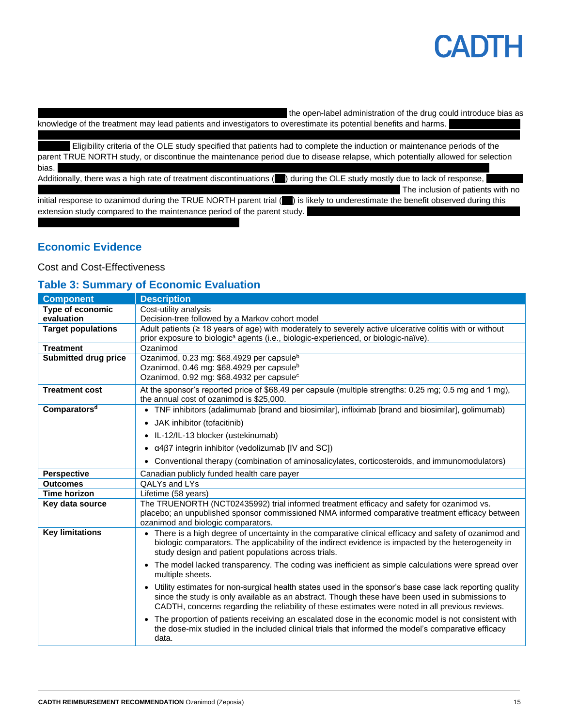the open-label administration of the drug could introduce bias as knowledge of the treatment may lead patients and investigators to overestimate its potential benefits and harms. Eligibility criteria of the OLE study specified that patients had to complete the induction or maintenance periods of the parent TRUE NORTH study, or discontinue the maintenance period due to disease relapse, which potentially allowed for selection bias. Additionally, there was a high rate of treatment discontinuations ( ) during the OLE study mostly due to lack of response, The inclusion of patients with no initial response to ozanimod during the TRUE NORTH parent trial ( ) is likely to underestimate the benefit observed during this extension study compared to the maintenance period of the parent study.

## Economic Evidence

Cost and Cost-Effectiveness

### Table 3: Summary of Economic Evaluation

| Component | Description |
|---|---|
| **Type of economic evaluation** | Cost-utility analysis<br>Decision-tree followed by a Markov cohort model |
| **Target populations** | Adult patients (≥ 18 years of age) with moderately to severely active ulcerative colitis with or without prior exposure to biologic[a] agents (i.e., biologic-experienced, or biologic-naïve). |
| **Treatment** | Ozanimod |
| **Submitted drug price** | Ozanimod, 0.23 mg: $68.4929 per capsule[b]<br>Ozanimod, 0.46 mg: $68.4929 per capsule[b]<br>Ozanimod, 0.92 mg: $68.4932 per capsule[c] |
| **Treatment cost** | At the sponsor's reported price of $68.49 per capsule (multiple strengths: 0.25 mg; 0.5 mg and 1 mg), the annual cost of ozanimod is $25,000. |
| **Comparators[d]** | • TNF inhibitors (adalimumab [brand and biosimilar], infliximab [brand and biosimilar], golimumab)<br>• JAK inhibitor (tofacitinib)<br>• IL-12/IL-13 blocker (ustekinumab)<br>• α4β7 integrin inhibitor (vedolizumab [IV and SC])<br>• Conventional therapy (combination of aminosalicylates, corticosteroids, and immunomodulators) |
| **Perspective** | Canadian publicly funded health care payer |
| **Outcomes** | QALYs and LYs |
| **Time horizon** | Lifetime (58 years) |
| **Key data source** | The TRUENORTH (NCT02435992) trial informed treatment efficacy and safety for ozanimod vs. placebo; an unpublished sponsor commissioned NMA informed comparative treatment efficacy between ozanimod and biologic comparators. |
| **Key limitations** | • There is a high degree of uncertainty in the comparative clinical efficacy and safety of ozanimod and biologic comparators. The applicability of the indirect evidence is impacted by the heterogeneity in study design and patient populations across trials.<br>• The model lacked transparency. The coding was inefficient as simple calculations were spread over multiple sheets.<br>• Utility estimates for non-surgical health states used in the sponsor's base case lack reporting quality since the study is only available as an abstract. Though these have been used in submissions to CADTH, concerns regarding the reliability of these estimates were noted in all previous reviews.<br>• The proportion of patients receiving an escalated dose in the economic model is not consistent with the dose-mix studied in the included clinical trials that informed the model's comparative efficacy data. |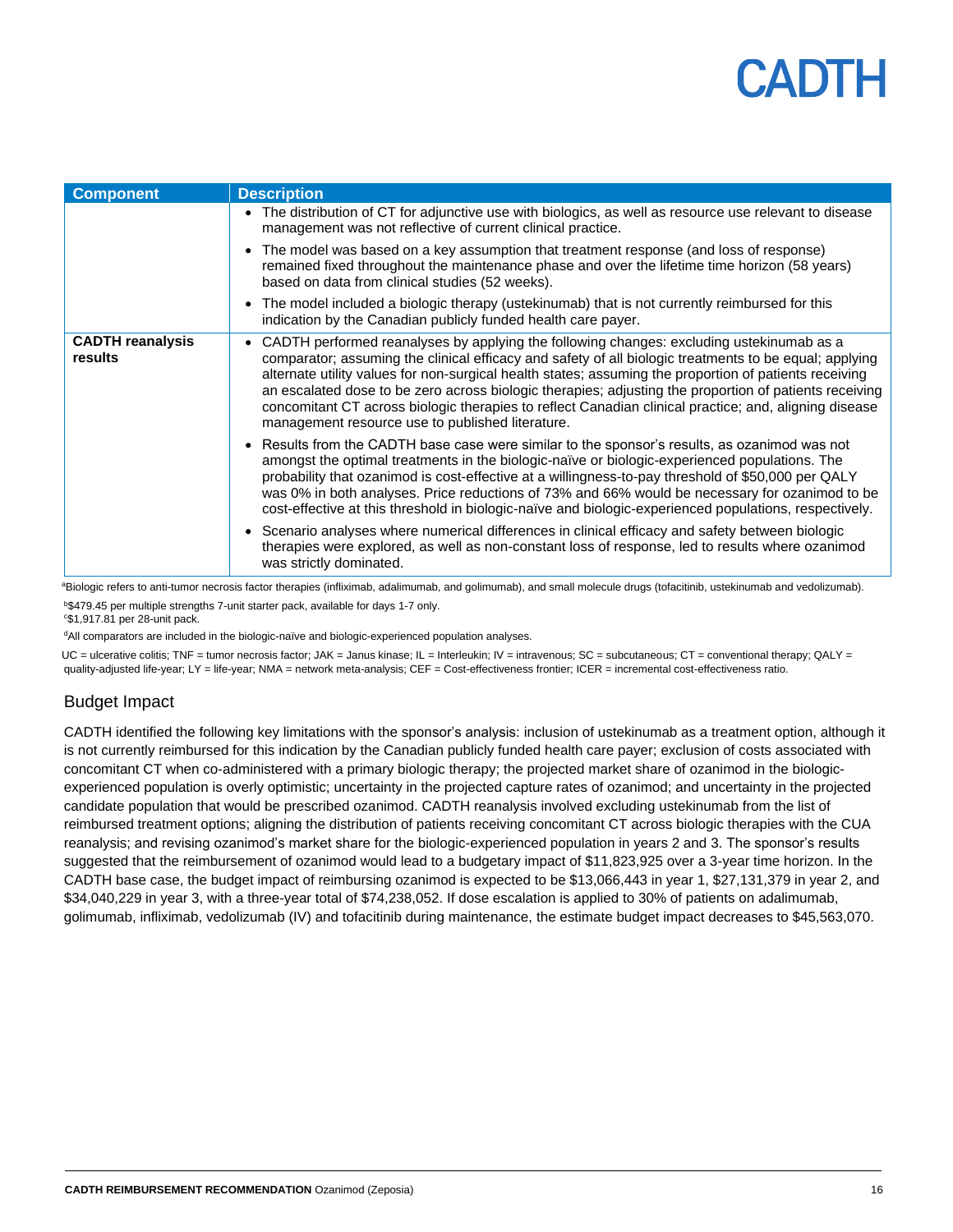| Component | Description |
| --- | --- |
| | • The distribution of CT for adjunctive use with biologics, as well as resource use relevant to disease management was not reflective of current clinical practice.<br>• The model was based on a key assumption that treatment response (and loss of response) remained fixed throughout the maintenance phase and over the lifetime time horizon (58 years) based on data from clinical studies (52 weeks).<br>• The model included a biologic therapy (ustekinumab) that is not currently reimbursed for this indication by the Canadian publicly funded health care payer. |
| **CADTH reanalysis results** | • CADTH performed reanalyses by applying the following changes: excluding ustekinumab as a comparator; assuming the clinical efficacy and safety of all biologic treatments to be equal; applying alternate utility values for non-surgical health states; assuming the proportion of patients receiving an escalated dose to be zero across biologic therapies; adjusting the proportion of patients receiving concomitant CT across biologic therapies to reflect Canadian clinical practice; and, aligning disease management resource use to published literature.<br>• Results from the CADTH base case were similar to the sponsor's results, as ozanimod was not amongst the optimal treatments in the biologic-naïve or biologic-experienced populations. The probability that ozanimod is cost-effective at a willingness-to-pay threshold of $50,000 per QALY was 0% in both analyses. Price reductions of 73% and 66% would be necessary for ozanimod to be cost-effective at this threshold in biologic-naïve and biologic-experienced populations, respectively.<br>• Scenario analyses where numerical differences in clinical efficacy and safety between biologic therapies were explored, as well as non-constant loss of response, led to results where ozanimod was strictly dominated. |

[a]Biologic refers to anti-tumor necrosis factor therapies (infliximab, adalimumab, and golimumab), and small molecule drugs (tofacitinib, ustekinumab and vedolizumab).

[b]$479.45 per multiple strengths 7-unit starter pack, available for days 1-7 only.

[c]$1,917.81 per 28-unit pack.

[d]All comparators are included in the biologic-naïve and biologic-experienced population analyses.

UC = ulcerative colitis; TNF = tumor necrosis factor; JAK = Janus kinase; IL = Interleukin; IV = intravenous; SC = subcutaneous; CT = conventional therapy; QALY = quality-adjusted life-year; LY = life-year; NMA = network meta-analysis; CEF = Cost-effectiveness frontier; ICER = incremental cost-effectiveness ratio.

## Budget Impact

CADTH identified the following key limitations with the sponsor's analysis: inclusion of ustekinumab as a treatment option, although it is not currently reimbursed for this indication by the Canadian publicly funded health care payer; exclusion of costs associated with concomitant CT when co-administered with a primary biologic therapy; the projected market share of ozanimod in the biologic-experienced population is overly optimistic; uncertainty in the projected capture rates of ozanimod; and uncertainty in the projected candidate population that would be prescribed ozanimod. CADTH reanalysis involved excluding ustekinumab from the list of reimbursed treatment options; aligning the distribution of patients receiving concomitant CT across biologic therapies with the CUA reanalysis; and revising ozanimod's market share for the biologic-experienced population in years 2 and 3. The sponsor's results suggested that the reimbursement of ozanimod would lead to a budgetary impact of $11,823,925 over a 3-year time horizon. In the CADTH base case, the budget impact of reimbursing ozanimod is expected to be $13,066,443 in year 1, $27,131,379 in year 2, and $34,040,229 in year 3, with a three-year total of $74,238,052. If dose escalation is applied to 30% of patients on adalimumab, golimumab, infliximab, vedolizumab (IV) and tofacitinib during maintenance, the estimate budget impact decreases to $45,563,070.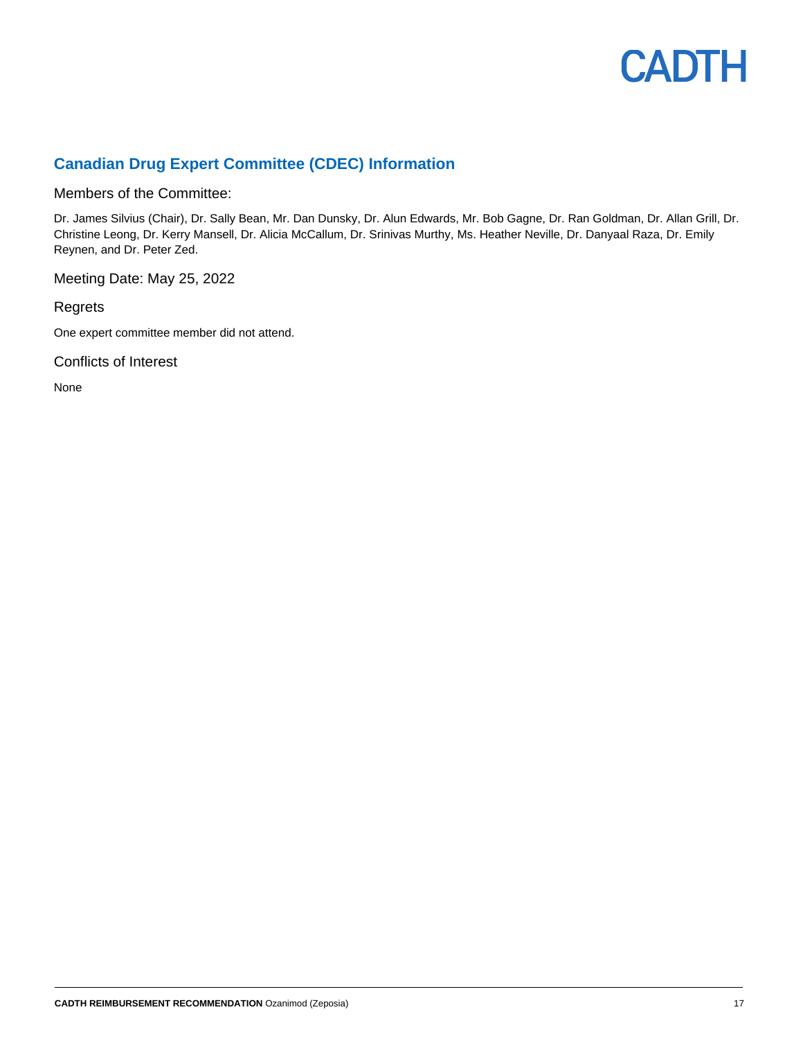## Canadian Drug Expert Committee (CDEC) Information

### Members of the Committee:

Dr. James Silvius (Chair), Dr. Sally Bean, Mr. Dan Dunsky, Dr. Alun Edwards, Mr. Bob Gagne, Dr. Ran Goldman, Dr. Allan Grill, Dr. Christine Leong, Dr. Kerry Mansell, Dr. Alicia McCallum, Dr. Srinivas Murthy, Ms. Heather Neville, Dr. Danyaal Raza, Dr. Emily Reynen, and Dr. Peter Zed.

### Meeting Date: May 25, 2022

### Regrets

One expert committee member did not attend.

### Conflicts of Interest

None